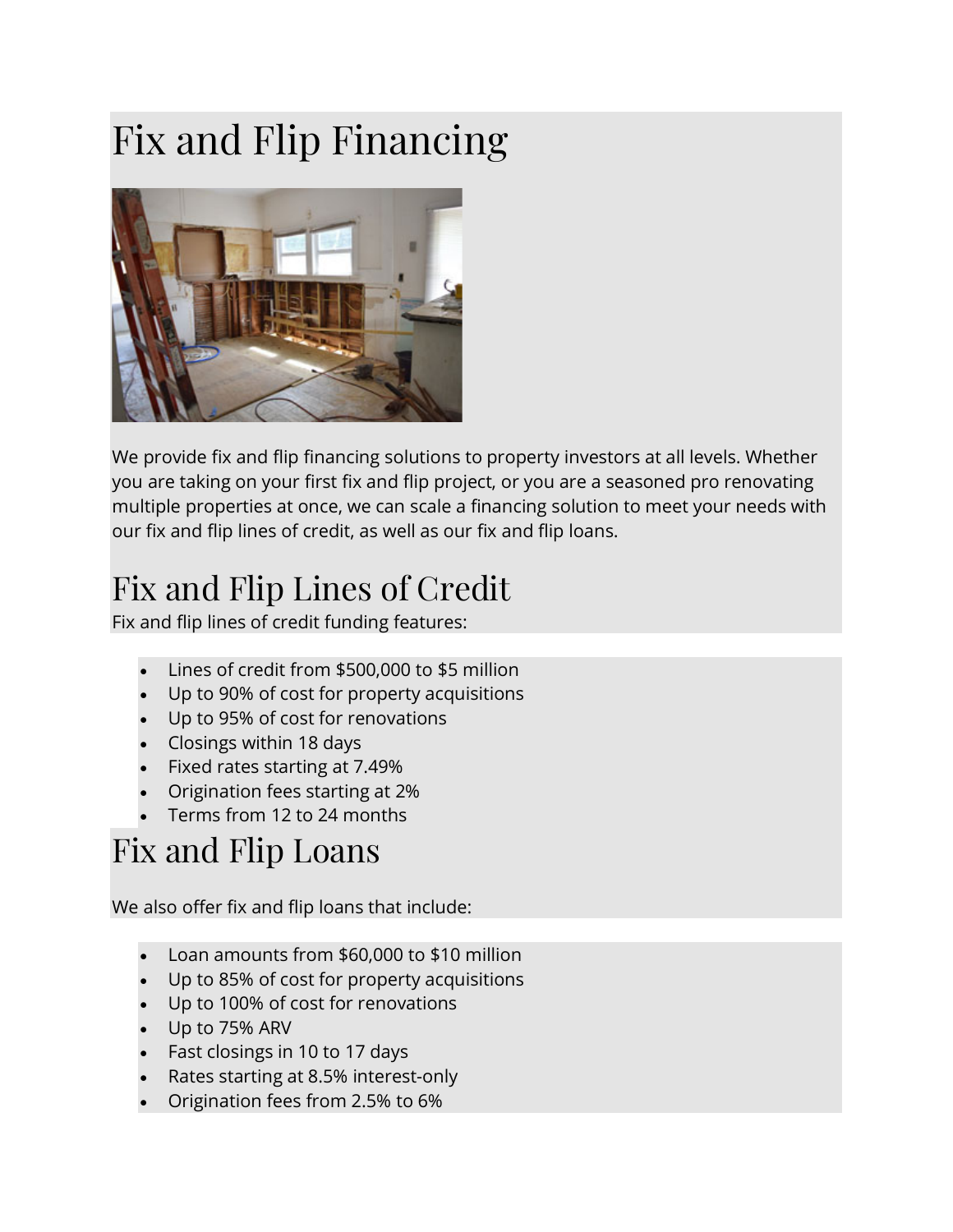# Fix and Flip Financing

We provide fix and flip financing solutions to property investors at all levels. Whether you are taking on your first fix and flip project, or you are a seasoned pro renovating multiple properties at once, we can scale a financing solution to meet your needs with our fix and flip lines of credit, as well as our fix and flip loans.

## Fix and Flip Lines of Credit

Fix and flip lines of credit funding features:

- Lines of credit from $500,000 to $5 million
- Up to 90% of cost for property acquisitions
- Up to 95% of cost for renovations
- Closings within 18 days
- Fixed rates starting at 7.49%
- Origination fees starting at 2%
- Terms from 12 to 24 months

## Fix and Flip Loans

We also offer fix and flip loans that include:

- Loan amounts from $60,000 to $10 million
- Up to 85% of cost for property acquisitions
- Up to 100% of cost for renovations
- Up to 75% ARV
- Fast closings in 10 to 17 days
- Rates starting at 8.5% interest-only
- Origination fees from 2.5% to 6%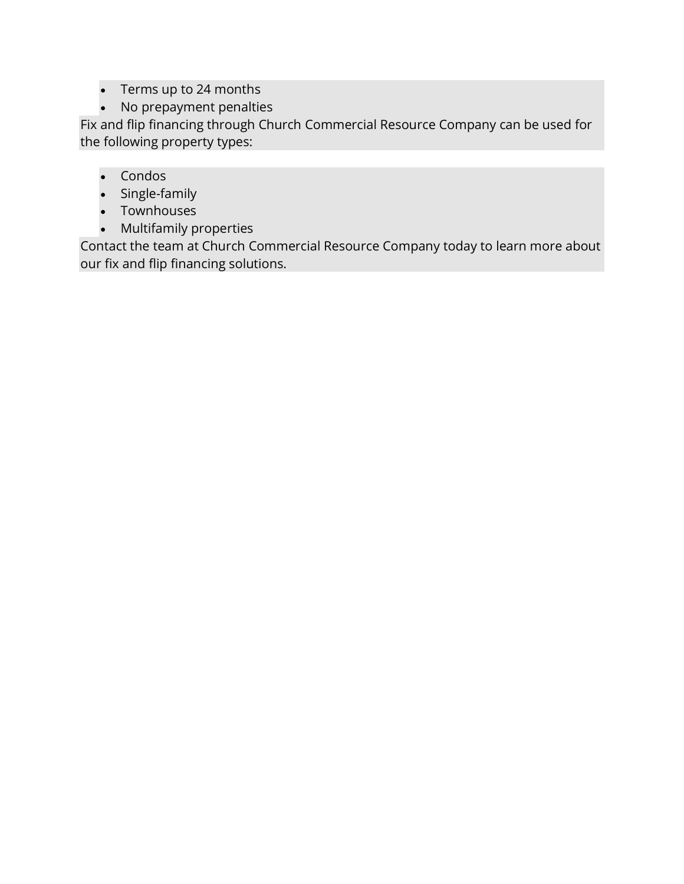- Terms up to 24 months
- No prepayment penalties

Fix and flip financing through Church Commercial Resource Company can be used for the following property types:

- Condos
- Single-family
- Townhouses
- Multifamily properties

Contact the team at Church Commercial Resource Company today to learn more about our fix and flip financing solutions.